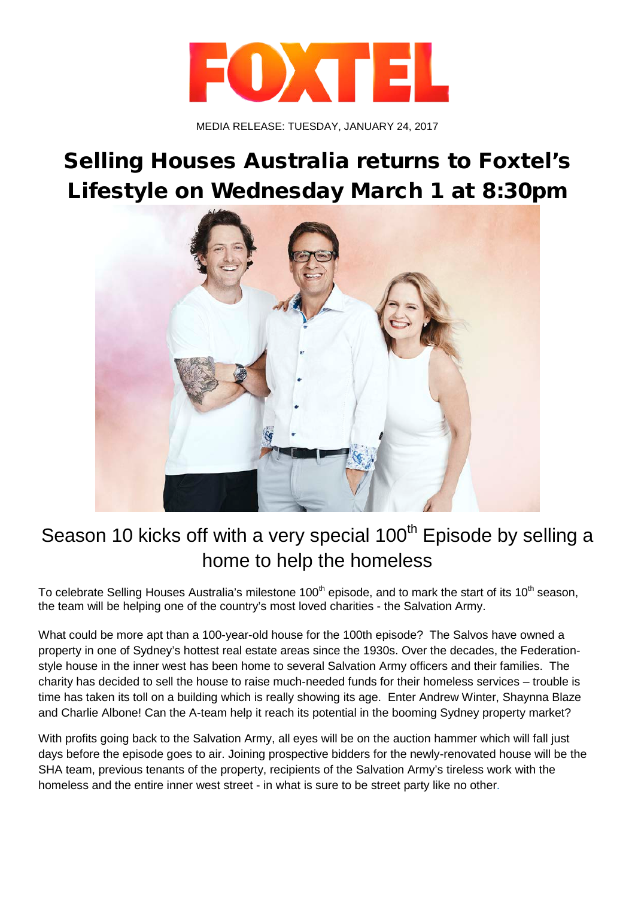FOXTEL

MEDIA RELEASE: TUESDAY, JANUARY 24, 2017

# Selling Houses Australia returns to Foxtel's Lifestyle on Wednesday March 1 at 8:30pm

## Season 10 kicks off with a very special 100th Episode by selling a home to help the homeless

To celebrate Selling Houses Australia's milestone 100th episode, and to mark the start of its 10th season, the team will be helping one of the country's most loved charities - the Salvation Army.

What could be more apt than a 100-year-old house for the 100th episode? The Salvos have owned a property in one of Sydney's hottest real estate areas since the 1930s. Over the decades, the Federation-style house in the inner west has been home to several Salvation Army officers and their families. The charity has decided to sell the house to raise much-needed funds for their homeless services – trouble is time has taken its toll on a building which is really showing its age. Enter Andrew Winter, Shaynna Blaze and Charlie Albone! Can the A-team help it reach its potential in the booming Sydney property market?

With profits going back to the Salvation Army, all eyes will be on the auction hammer which will fall just days before the episode goes to air. Joining prospective bidders for the newly-renovated house will be the SHA team, previous tenants of the property, recipients of the Salvation Army's tireless work with the homeless and the entire inner west street - in what is sure to be street party like no other.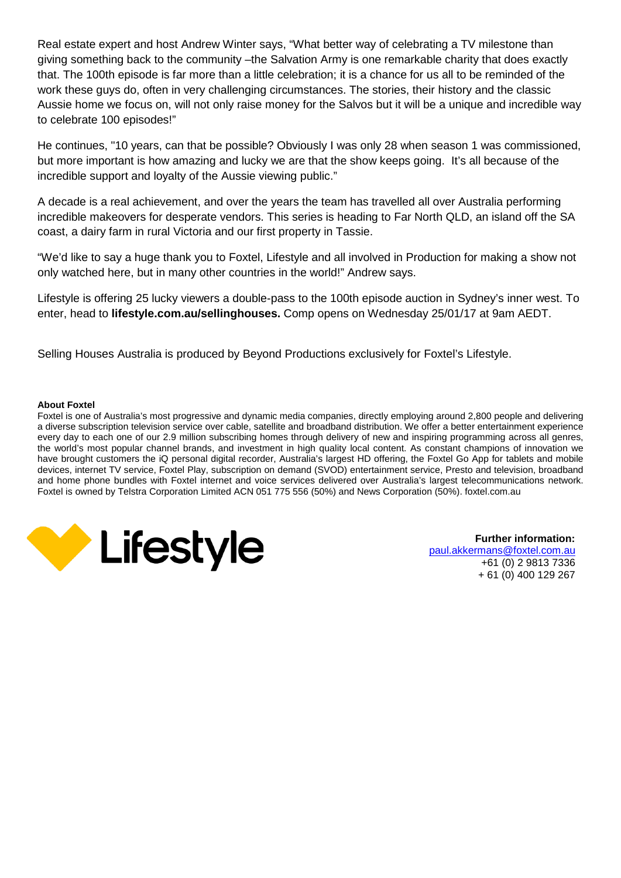Real estate expert and host Andrew Winter says, "What better way of celebrating a TV milestone than giving something back to the community –the Salvation Army is one remarkable charity that does exactly that. The 100th episode is far more than a little celebration; it is a chance for us all to be reminded of the work these guys do, often in very challenging circumstances. The stories, their history and the classic Aussie home we focus on, will not only raise money for the Salvos but it will be a unique and incredible way to celebrate 100 episodes!"

He continues, "10 years, can that be possible? Obviously I was only 28 when season 1 was commissioned, but more important is how amazing and lucky we are that the show keeps going. It's all because of the incredible support and loyalty of the Aussie viewing public."

A decade is a real achievement, and over the years the team has travelled all over Australia performing incredible makeovers for desperate vendors. This series is heading to Far North QLD, an island off the SA coast, a dairy farm in rural Victoria and our first property in Tassie.

"We'd like to say a huge thank you to Foxtel, Lifestyle and all involved in Production for making a show not only watched here, but in many other countries in the world!" Andrew says.

Lifestyle is offering 25 lucky viewers a double-pass to the 100th episode auction in Sydney's inner west. To enter, head to **lifestyle.com.au/sellinghouses.** Comp opens on Wednesday 25/01/17 at 9am AEDT.

Selling Houses Australia is produced by Beyond Productions exclusively for Foxtel's Lifestyle.

**About Foxtel**

Foxtel is one of Australia's most progressive and dynamic media companies, directly employing around 2,800 people and delivering a diverse subscription television service over cable, satellite and broadband distribution. We offer a better entertainment experience every day to each one of our 2.9 million subscribing homes through delivery of new and inspiring programming across all genres, the world's most popular channel brands, and investment in high quality local content. As constant champions of innovation we have brought customers the iQ personal digital recorder, Australia's largest HD offering, the Foxtel Go App for tablets and mobile devices, internet TV service, Foxtel Play, subscription on demand (SVOD) entertainment service, Presto and television, broadband and home phone bundles with Foxtel internet and voice services delivered over Australia's largest telecommunications network. Foxtel is owned by Telstra Corporation Limited ACN 051 775 556 (50%) and News Corporation (50%). foxtel.com.au

Lifestyle

**Further information:**
paul.akkermans@foxtel.com.au
+61 (0) 2 9813 7336
+ 61 (0) 400 129 267